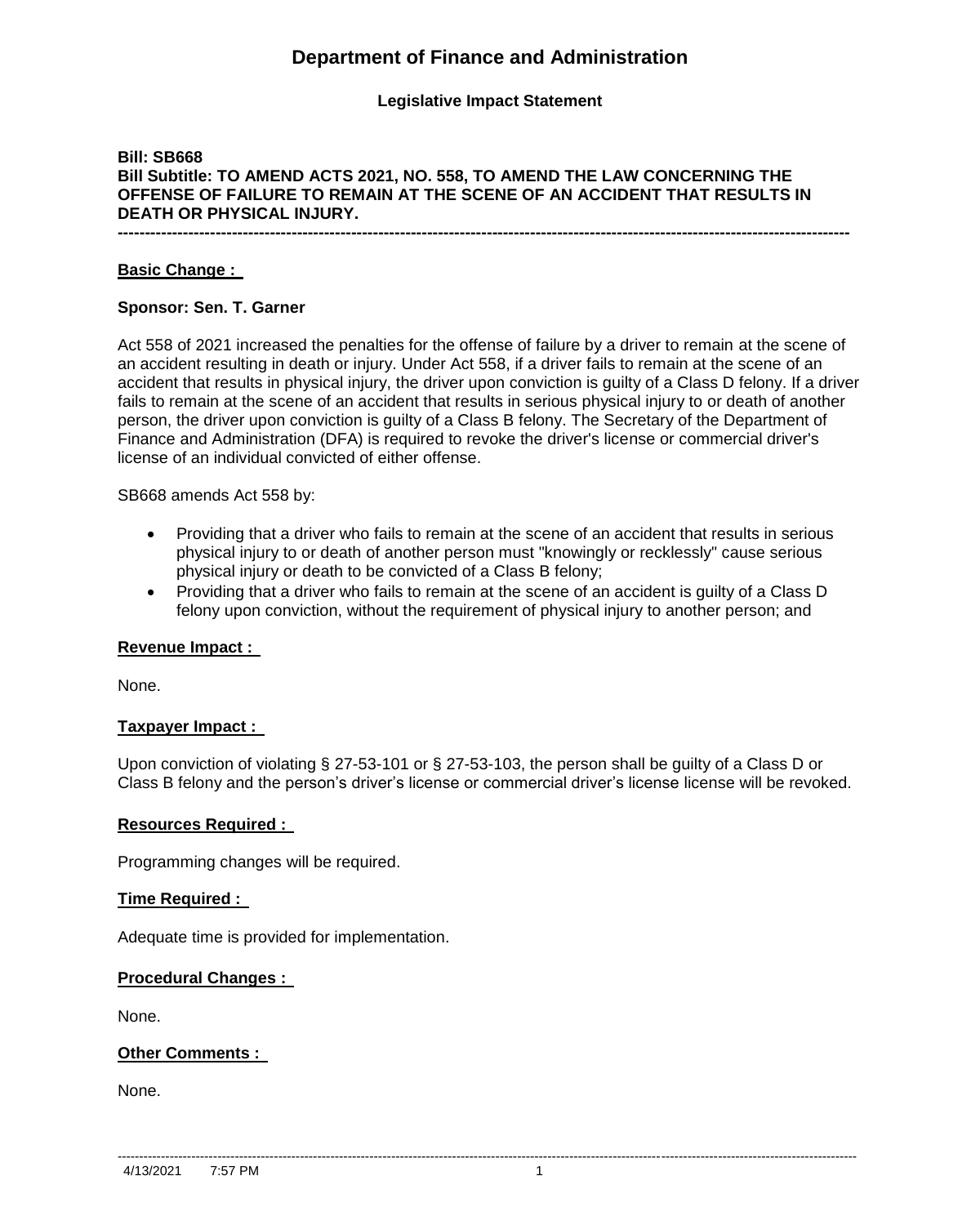# Department of Finance and Administration

**Legislative Impact Statement**

**Bill: SB668**
**Bill Subtitle: TO AMEND ACTS 2021, NO. 558, TO AMEND THE LAW CONCERNING THE OFFENSE OF FAILURE TO REMAIN AT THE SCENE OF AN ACCIDENT THAT RESULTS IN DEATH OR PHYSICAL INJURY.**

---

## Basic Change :

**Sponsor: Sen. T. Garner**

Act 558 of 2021 increased the penalties for the offense of failure by a driver to remain at the scene of an accident resulting in death or injury. Under Act 558, if a driver fails to remain at the scene of an accident that results in physical injury, the driver upon conviction is guilty of a Class D felony. If a driver fails to remain at the scene of an accident that results in serious physical injury to or death of another person, the driver upon conviction is guilty of a Class B felony. The Secretary of the Department of Finance and Administration (DFA) is required to revoke the driver's license or commercial driver's license of an individual convicted of either offense.

SB668 amends Act 558 by:

- Providing that a driver who fails to remain at the scene of an accident that results in serious physical injury to or death of another person must "knowingly or recklessly" cause serious physical injury or death to be convicted of a Class B felony;
- Providing that a driver who fails to remain at the scene of an accident is guilty of a Class D felony upon conviction, without the requirement of physical injury to another person; and

## Revenue Impact :

None.

## Taxpayer Impact :

Upon conviction of violating § 27-53-101 or § 27-53-103, the person shall be guilty of a Class D or Class B felony and the person's driver's license or commercial driver's license license will be revoked.

## Resources Required :

Programming changes will be required.

## Time Required :

Adequate time is provided for implementation.

## Procedural Changes :

None.

## Other Comments :

None.

4/13/2021 7:57 PM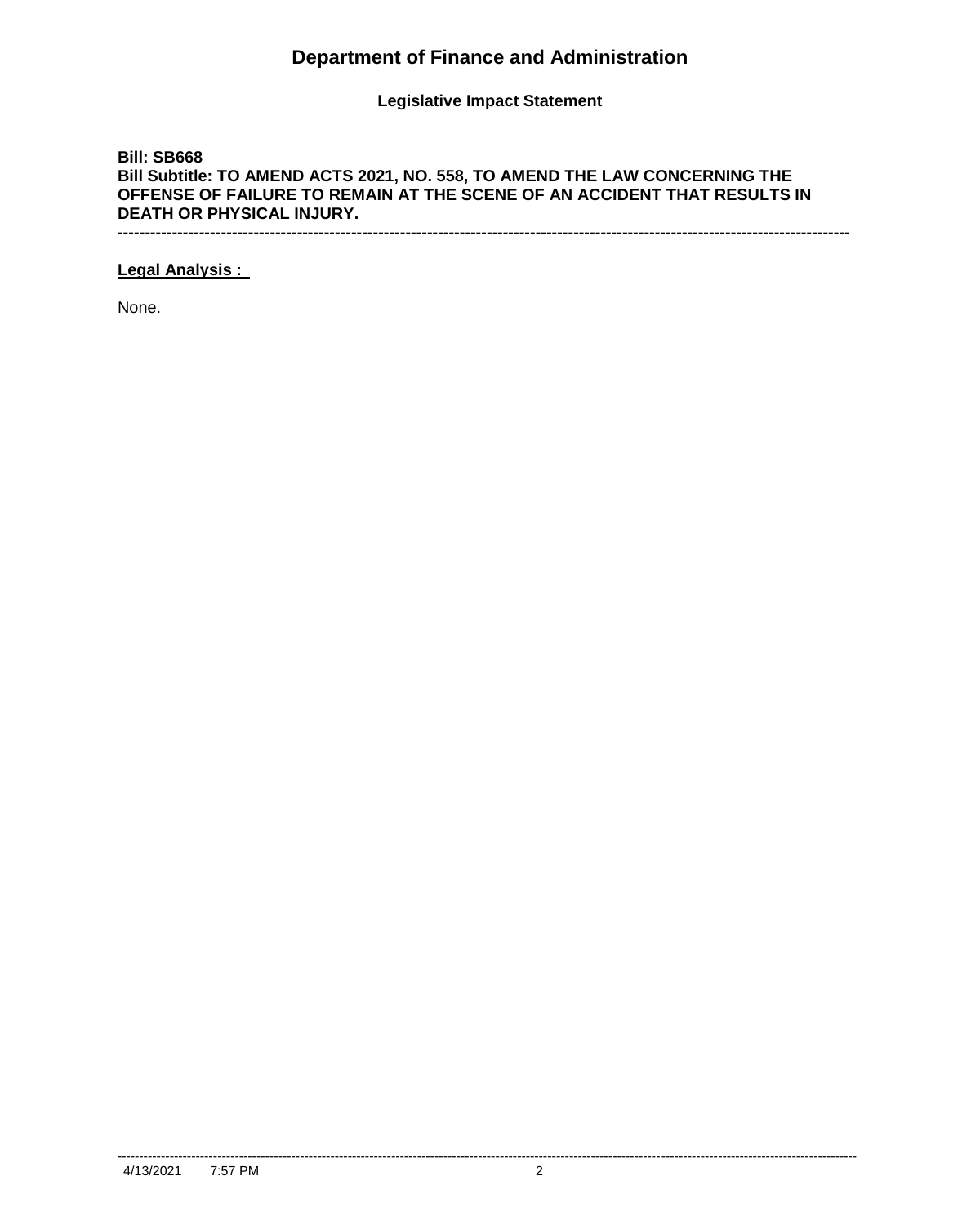# Department of Finance and Administration

**Legislative Impact Statement**

**Bill: SB668**
**Bill Subtitle: TO AMEND ACTS 2021, NO. 558, TO AMEND THE LAW CONCERNING THE OFFENSE OF FAILURE TO REMAIN AT THE SCENE OF AN ACCIDENT THAT RESULTS IN DEATH OR PHYSICAL INJURY.**

---

**Legal Analysis :**

None.

4/13/2021 7:57 PM